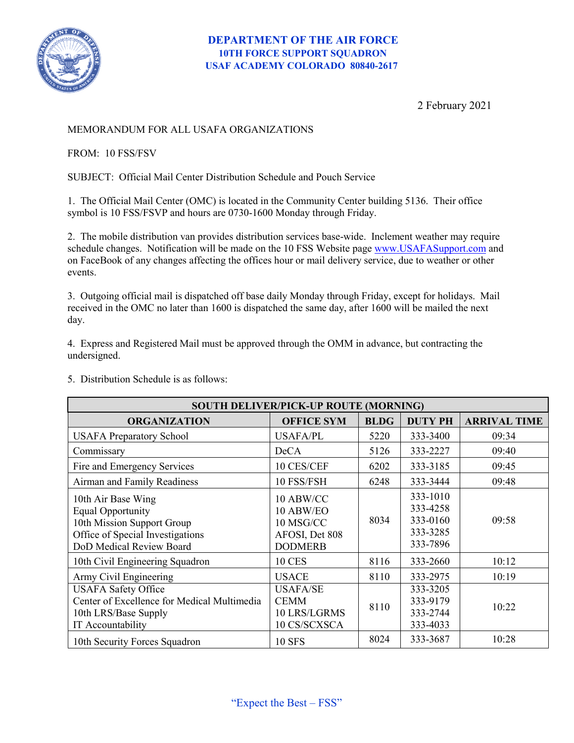**DEPARTMENT OF THE AIR FORCE**
**10TH FORCE SUPPORT SQUADRON**
**USAF ACADEMY COLORADO 80840-2617**

2 February 2021

MEMORANDUM FOR ALL USAFA ORGANIZATIONS

FROM: 10 FSS/FSV

SUBJECT: Official Mail Center Distribution Schedule and Pouch Service

1. The Official Mail Center (OMC) is located in the Community Center building 5136. Their office symbol is 10 FSS/FSVP and hours are 0730-1600 Monday through Friday.

2. The mobile distribution van provides distribution services base-wide. Inclement weather may require schedule changes. Notification will be made on the 10 FSS Website page www.USAFASupport.com and on FaceBook of any changes affecting the offices hour or mail delivery service, due to weather or other events.

3. Outgoing official mail is dispatched off base daily Monday through Friday, except for holidays. Mail received in the OMC no later than 1600 is dispatched the same day, after 1600 will be mailed the next day.

4. Express and Registered Mail must be approved through the OMM in advance, but contracting the undersigned.

5. Distribution Schedule is as follows:

| SOUTH DELIVER/PICK-UP ROUTE (MORNING) | | | | |
|---|---|---|---|---|
| **ORGANIZATION** | **OFFICE SYM** | **BLDG** | **DUTY PH** | **ARRIVAL TIME** |
| USAFA Preparatory School | USAFA/PL | 5220 | 333-3400 | 09:34 |
| Commissary | DeCA | 5126 | 333-2227 | 09:40 |
| Fire and Emergency Services | 10 CES/CEF | 6202 | 333-3185 | 09:45 |
| Airman and Family Readiness | 10 FSS/FSH | 6248 | 333-3444 | 09:48 |
| 10th Air Base Wing<br>Equal Opportunity<br>10th Mission Support Group<br>Office of Special Investigations<br>DoD Medical Review Board | 10 ABW/CC<br>10 ABW/EO<br>10 MSG/CC<br>AFOSI, Det 808<br>DODMERB | 8034 | 333-1010<br>333-4258<br>333-0160<br>333-3285<br>333-7896 | 09:58 |
| 10th Civil Engineering Squadron | 10 CES | 8116 | 333-2660 | 10:12 |
| Army Civil Engineering | USACE | 8110 | 333-2975 | 10:19 |
| USAFA Safety Office<br>Center of Excellence for Medical Multimedia<br>10th LRS/Base Supply<br>IT Accountability | USAFA/SE<br>CEMM<br>10 LRS/LGRMS<br>10 CS/SCXSCA | 8110 | 333-3205<br>333-9179<br>333-2744<br>333-4033 | 10:22 |
| 10th Security Forces Squadron | 10 SFS | 8024 | 333-3687 | 10:28 |

"Expect the Best – FSS"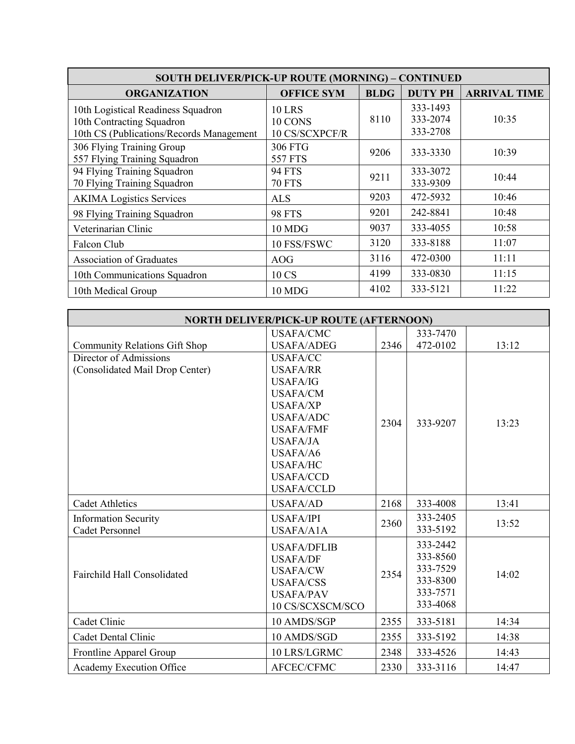| SOUTH DELIVER/PICK-UP ROUTE (MORNING) – CONTINUED | | | | |
|---|---|---|---|---|
| **ORGANIZATION** | **OFFICE SYM** | **BLDG** | **DUTY PH** | **ARRIVAL TIME** |
| 10th Logistical Readiness Squadron<br>10th Contracting Squadron<br>10th CS (Publications/Records Management | 10 LRS<br>10 CONS<br>10 CS/SCXPCF/R | 8110 | 333-1493<br>333-2074<br>333-2708 | 10:35 |
| 306 Flying Training Group<br>557 Flying Training Squadron | 306 FTG<br>557 FTS | 9206 | 333-3330 | 10:39 |
| 94 Flying Training Squadron<br>70 Flying Training Squadron | 94 FTS<br>70 FTS | 9211 | 333-3072<br>333-9309 | 10:44 |
| AKIMA Logistics Services | ALS | 9203 | 472-5932 | 10:46 |
| 98 Flying Training Squadron | 98 FTS | 9201 | 242-8841 | 10:48 |
| Veterinarian Clinic | 10 MDG | 9037 | 333-4055 | 10:58 |
| Falcon Club | 10 FSS/FSWC | 3120 | 333-8188 | 11:07 |
| Association of Graduates | AOG | 3116 | 472-0300 | 11:11 |
| 10th Communications Squadron | 10 CS | 4199 | 333-0830 | 11:15 |
| 10th Medical Group | 10 MDG | 4102 | 333-5121 | 11:22 |

| NORTH DELIVER/PICK-UP ROUTE (AFTERNOON) | | | | |
|---|---|---|---|---|
| Community Relations Gift Shop | USAFA/CMC<br>USAFA/ADEG | 2346 | 333-7470<br>472-0102 | 13:12 |
| Director of Admissions<br>(Consolidated Mail Drop Center) | USAFA/CC<br>USAFA/RR<br>USAFA/IG<br>USAFA/CM<br>USAFA/XP<br>USAFA/ADC<br>USAFA/FMF<br>USAFA/JA<br>USAFA/A6<br>USAFA/HC<br>USAFA/CCD<br>USAFA/CCLD | 2304 | 333-9207 | 13:23 |
| Cadet Athletics | USAFA/AD | 2168 | 333-4008 | 13:41 |
| Information Security<br>Cadet Personnel | USAFA/IPI<br>USAFA/A1A | 2360 | 333-2405<br>333-5192 | 13:52 |
| Fairchild Hall Consolidated | USAFA/DFLIB<br>USAFA/DF<br>USAFA/CW<br>USAFA/CSS<br>USAFA/PAV<br>10 CS/SCXSCM/SCO | 2354 | 333-2442<br>333-8560<br>333-7529<br>333-8300<br>333-7571<br>333-4068 | 14:02 |
| Cadet Clinic | 10 AMDS/SGP | 2355 | 333-5181 | 14:34 |
| Cadet Dental Clinic | 10 AMDS/SGD | 2355 | 333-5192 | 14:38 |
| Frontline Apparel Group | 10 LRS/LGRMC | 2348 | 333-4526 | 14:43 |
| Academy Execution Office | AFCEC/CFMC | 2330 | 333-3116 | 14:47 |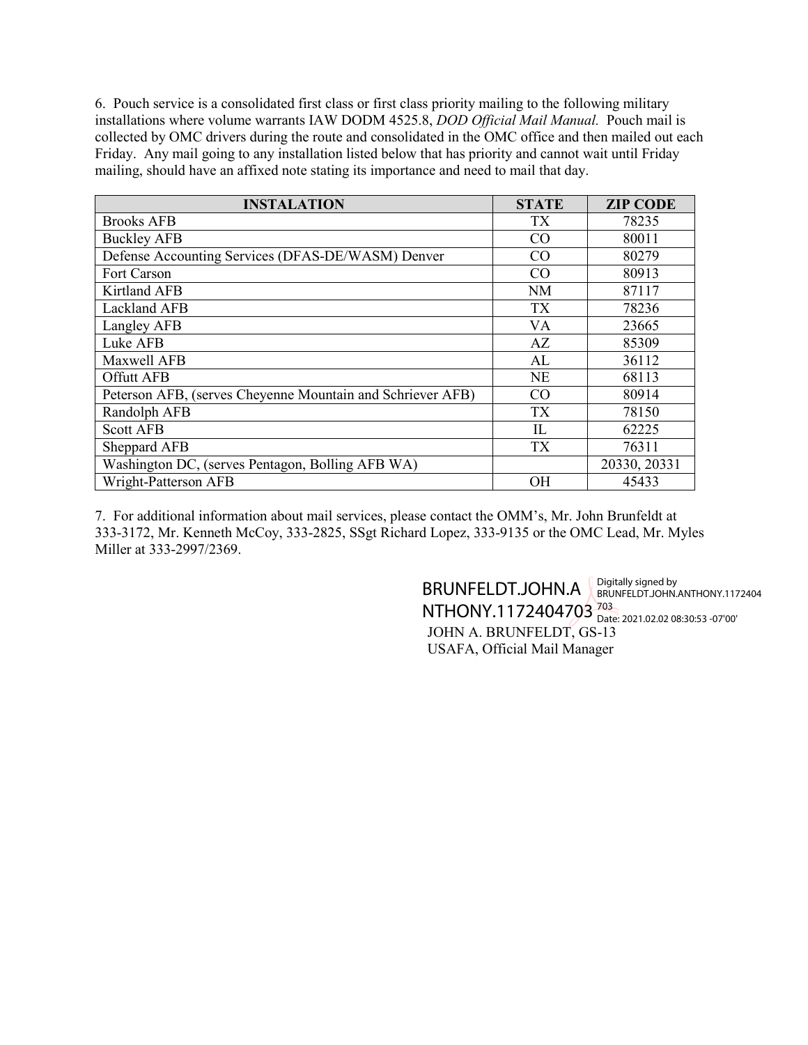6. Pouch service is a consolidated first class or first class priority mailing to the following military installations where volume warrants IAW DODM 4525.8, *DOD Official Mail Manual.* Pouch mail is collected by OMC drivers during the route and consolidated in the OMC office and then mailed out each Friday. Any mail going to any installation listed below that has priority and cannot wait until Friday mailing, should have an affixed note stating its importance and need to mail that day.

| INSTALATION | STATE | ZIP CODE |
|---|---|---|
| Brooks AFB | TX | 78235 |
| Buckley AFB | CO | 80011 |
| Defense Accounting Services (DFAS-DE/WASM) Denver | CO | 80279 |
| Fort Carson | CO | 80913 |
| Kirtland AFB | NM | 87117 |
| Lackland AFB | TX | 78236 |
| Langley AFB | VA | 23665 |
| Luke AFB | AZ | 85309 |
| Maxwell AFB | AL | 36112 |
| Offutt AFB | NE | 68113 |
| Peterson AFB, (serves Cheyenne Mountain and Schriever AFB) | CO | 80914 |
| Randolph AFB | TX | 78150 |
| Scott AFB | IL | 62225 |
| Sheppard AFB | TX | 76311 |
| Washington DC, (serves Pentagon, Bolling AFB WA) | | 20330, 20331 |
| Wright-Patterson AFB | OH | 45433 |

7. For additional information about mail services, please contact the OMM's, Mr. John Brunfeldt at 333-3172, Mr. Kenneth McCoy, 333-2825, SSgt Richard Lopez, 333-9135 or the OMC Lead, Mr. Myles Miller at 333-2997/2369.

BRUNFELDT.JOHN.ANTHONY.1172404703

Digitally signed by BRUNFELDT.JOHN.ANTHONY.1172404703
Date: 2021.02.02 08:30:53 -07'00'

JOHN A. BRUNFELDT, GS-13
USAFA, Official Mail Manager